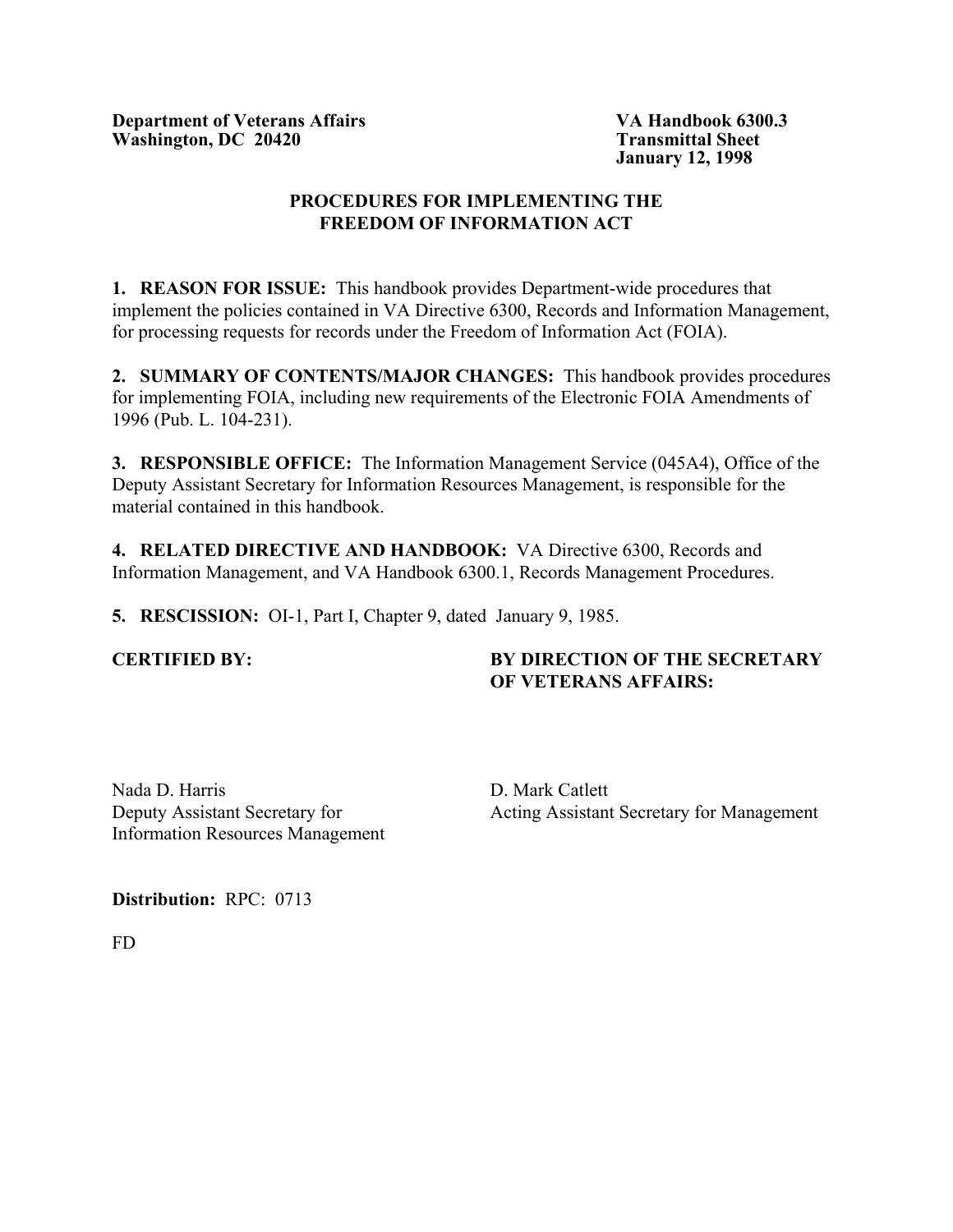**Department of Veterans Affairs**
**Washington, DC 20420**

**VA Handbook 6300.3**
**Transmittal Sheet**
**January 12, 1998**

# PROCEDURES FOR IMPLEMENTING THE FREEDOM OF INFORMATION ACT

**1. REASON FOR ISSUE:** This handbook provides Department-wide procedures that implement the policies contained in VA Directive 6300, Records and Information Management, for processing requests for records under the Freedom of Information Act (FOIA).

**2. SUMMARY OF CONTENTS/MAJOR CHANGES:** This handbook provides procedures for implementing FOIA, including new requirements of the Electronic FOIA Amendments of 1996 (Pub. L. 104-231).

**3. RESPONSIBLE OFFICE:** The Information Management Service (045A4), Office of the Deputy Assistant Secretary for Information Resources Management, is responsible for the material contained in this handbook.

**4. RELATED DIRECTIVE AND HANDBOOK:** VA Directive 6300, Records and Information Management, and VA Handbook 6300.1, Records Management Procedures.

**5. RESCISSION:** OI-1, Part I, Chapter 9, dated January 9, 1985.

**CERTIFIED BY:**

Nada D. Harris
Deputy Assistant Secretary for
Information Resources Management

**BY DIRECTION OF THE SECRETARY OF VETERANS AFFAIRS:**

D. Mark Catlett
Acting Assistant Secretary for Management

**Distribution:** RPC: 0713

FD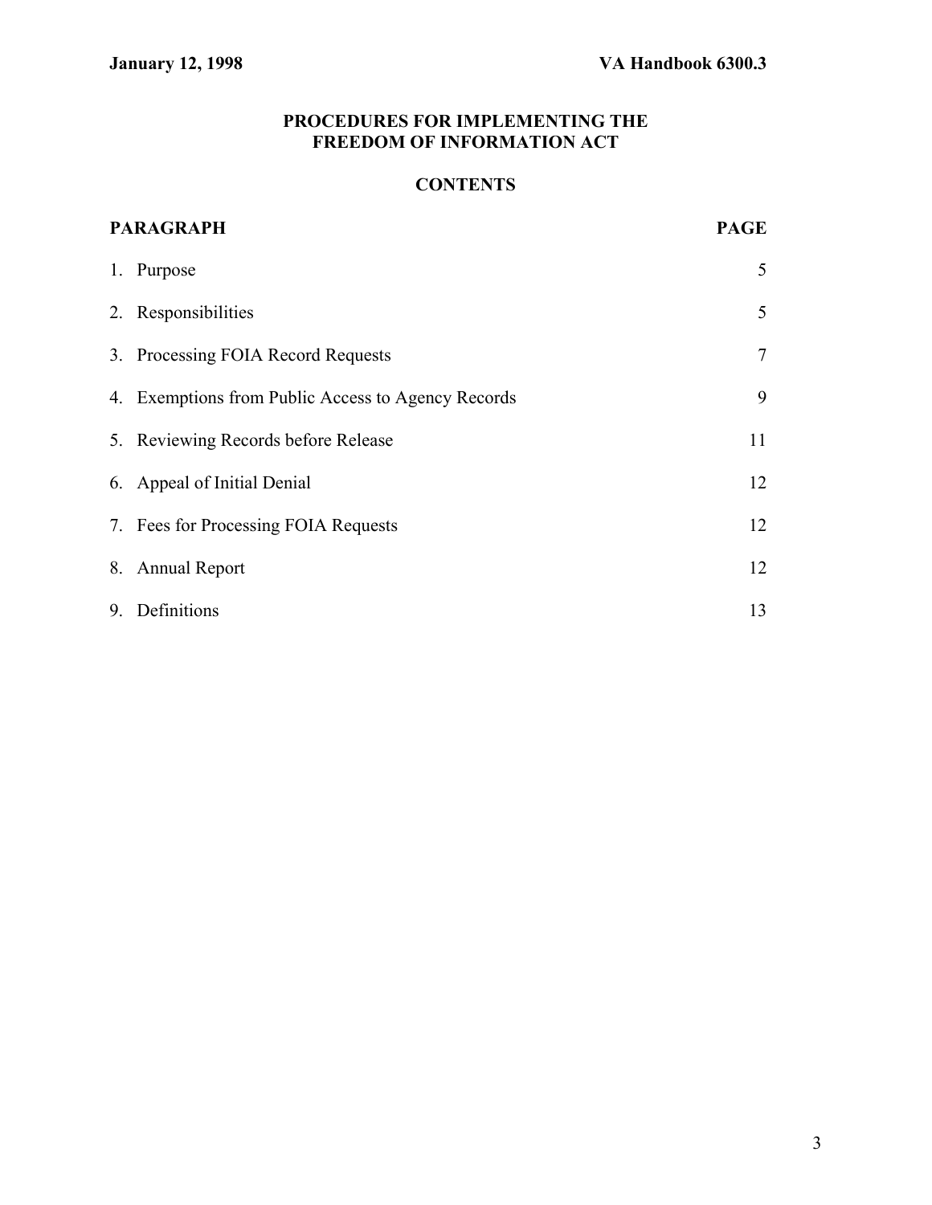# PROCEDURES FOR IMPLEMENTING THE FREEDOM OF INFORMATION ACT

## CONTENTS

| PARAGRAPH | PAGE |
|---|---|
| 1. Purpose | 5 |
| 2. Responsibilities | 5 |
| 3. Processing FOIA Record Requests | 7 |
| 4. Exemptions from Public Access to Agency Records | 9 |
| 5. Reviewing Records before Release | 11 |
| 6. Appeal of Initial Denial | 12 |
| 7. Fees for Processing FOIA Requests | 12 |
| 8. Annual Report | 12 |
| 9. Definitions | 13 |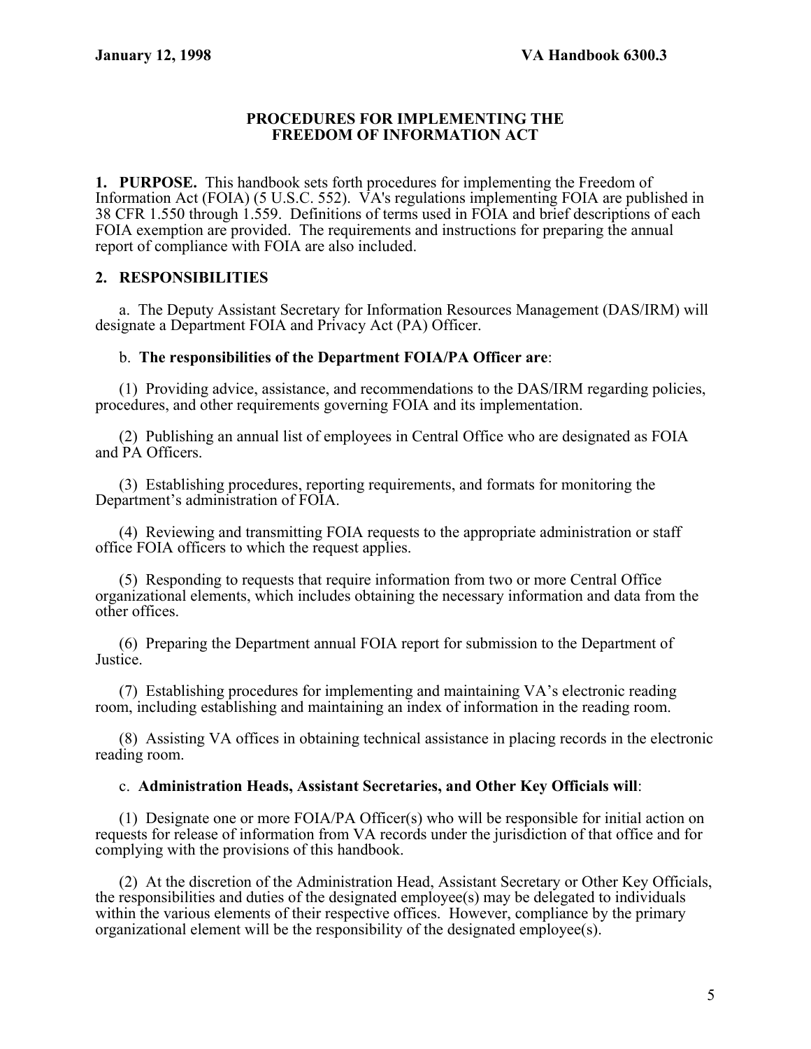## PROCEDURES FOR IMPLEMENTING THE FREEDOM OF INFORMATION ACT

**1. PURPOSE.** This handbook sets forth procedures for implementing the Freedom of Information Act (FOIA) (5 U.S.C. 552). VA's regulations implementing FOIA are published in 38 CFR 1.550 through 1.559. Definitions of terms used in FOIA and brief descriptions of each FOIA exemption are provided. The requirements and instructions for preparing the annual report of compliance with FOIA are also included.

**2. RESPONSIBILITIES**

a. The Deputy Assistant Secretary for Information Resources Management (DAS/IRM) will designate a Department FOIA and Privacy Act (PA) Officer.

b. **The responsibilities of the Department FOIA/PA Officer are**:

(1) Providing advice, assistance, and recommendations to the DAS/IRM regarding policies, procedures, and other requirements governing FOIA and its implementation.

(2) Publishing an annual list of employees in Central Office who are designated as FOIA and PA Officers.

(3) Establishing procedures, reporting requirements, and formats for monitoring the Department's administration of FOIA.

(4) Reviewing and transmitting FOIA requests to the appropriate administration or staff office FOIA officers to which the request applies.

(5) Responding to requests that require information from two or more Central Office organizational elements, which includes obtaining the necessary information and data from the other offices.

(6) Preparing the Department annual FOIA report for submission to the Department of Justice.

(7) Establishing procedures for implementing and maintaining VA's electronic reading room, including establishing and maintaining an index of information in the reading room.

(8) Assisting VA offices in obtaining technical assistance in placing records in the electronic reading room.

c. **Administration Heads, Assistant Secretaries, and Other Key Officials will**:

(1) Designate one or more FOIA/PA Officer(s) who will be responsible for initial action on requests for release of information from VA records under the jurisdiction of that office and for complying with the provisions of this handbook.

(2) At the discretion of the Administration Head, Assistant Secretary or Other Key Officials, the responsibilities and duties of the designated employee(s) may be delegated to individuals within the various elements of their respective offices. However, compliance by the primary organizational element will be the responsibility of the designated employee(s).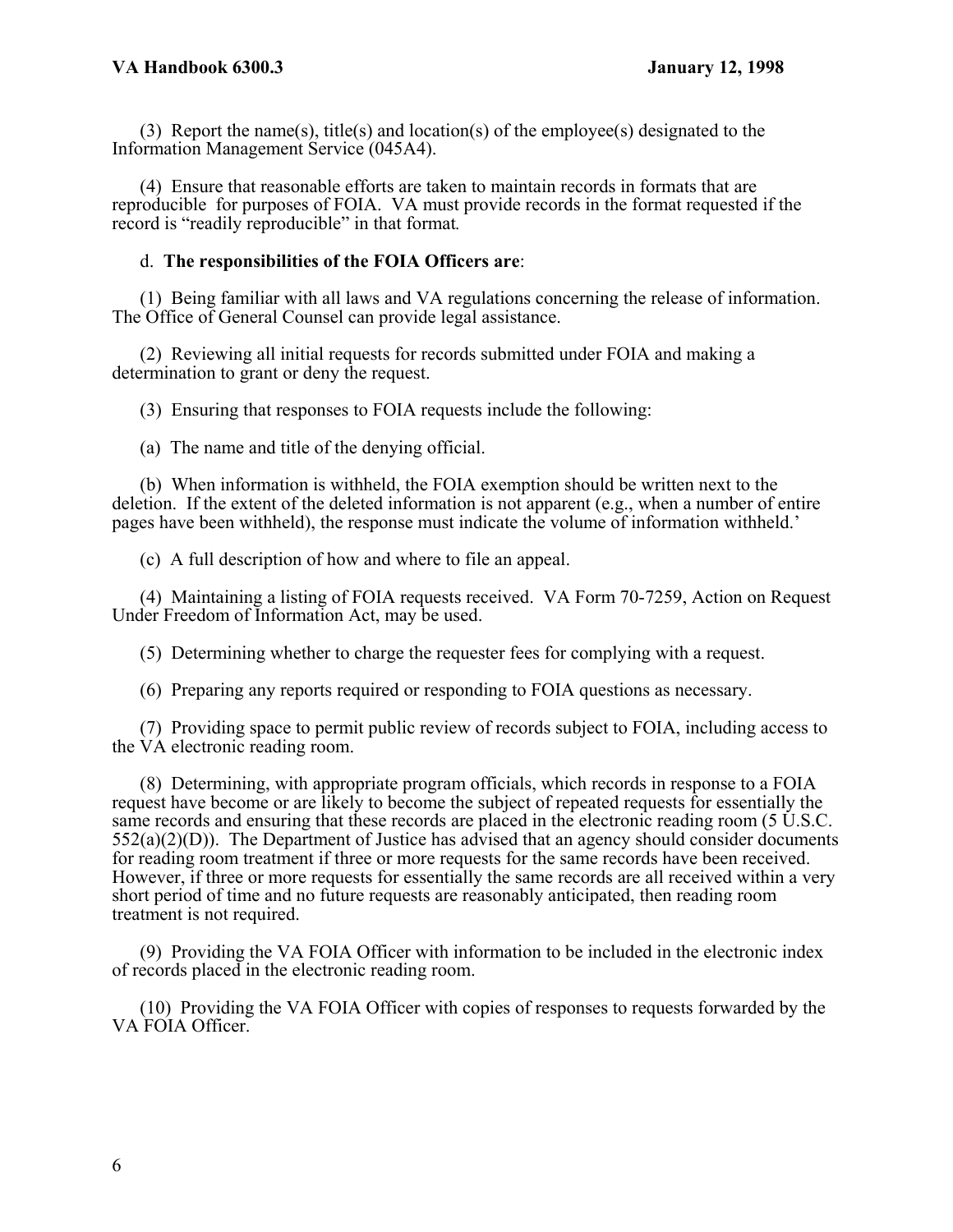(3) Report the name(s), title(s) and location(s) of the employee(s) designated to the Information Management Service (045A4).

(4) Ensure that reasonable efforts are taken to maintain records in formats that are reproducible for purposes of FOIA. VA must provide records in the format requested if the record is "readily reproducible" in that format.

d. **The responsibilities of the FOIA Officers are**:

(1) Being familiar with all laws and VA regulations concerning the release of information. The Office of General Counsel can provide legal assistance.

(2) Reviewing all initial requests for records submitted under FOIA and making a determination to grant or deny the request.

(3) Ensuring that responses to FOIA requests include the following:

(a) The name and title of the denying official.

(b) When information is withheld, the FOIA exemption should be written next to the deletion. If the extent of the deleted information is not apparent (e.g., when a number of entire pages have been withheld), the response must indicate the volume of information withheld.'

(c) A full description of how and where to file an appeal.

(4) Maintaining a listing of FOIA requests received. VA Form 70-7259, Action on Request Under Freedom of Information Act, may be used.

(5) Determining whether to charge the requester fees for complying with a request.

(6) Preparing any reports required or responding to FOIA questions as necessary.

(7) Providing space to permit public review of records subject to FOIA, including access to the VA electronic reading room.

(8) Determining, with appropriate program officials, which records in response to a FOIA request have become or are likely to become the subject of repeated requests for essentially the same records and ensuring that these records are placed in the electronic reading room (5 U.S.C. 552(a)(2)(D)). The Department of Justice has advised that an agency should consider documents for reading room treatment if three or more requests for the same records have been received. However, if three or more requests for essentially the same records are all received within a very short period of time and no future requests are reasonably anticipated, then reading room treatment is not required.

(9) Providing the VA FOIA Officer with information to be included in the electronic index of records placed in the electronic reading room.

(10) Providing the VA FOIA Officer with copies of responses to requests forwarded by the VA FOIA Officer.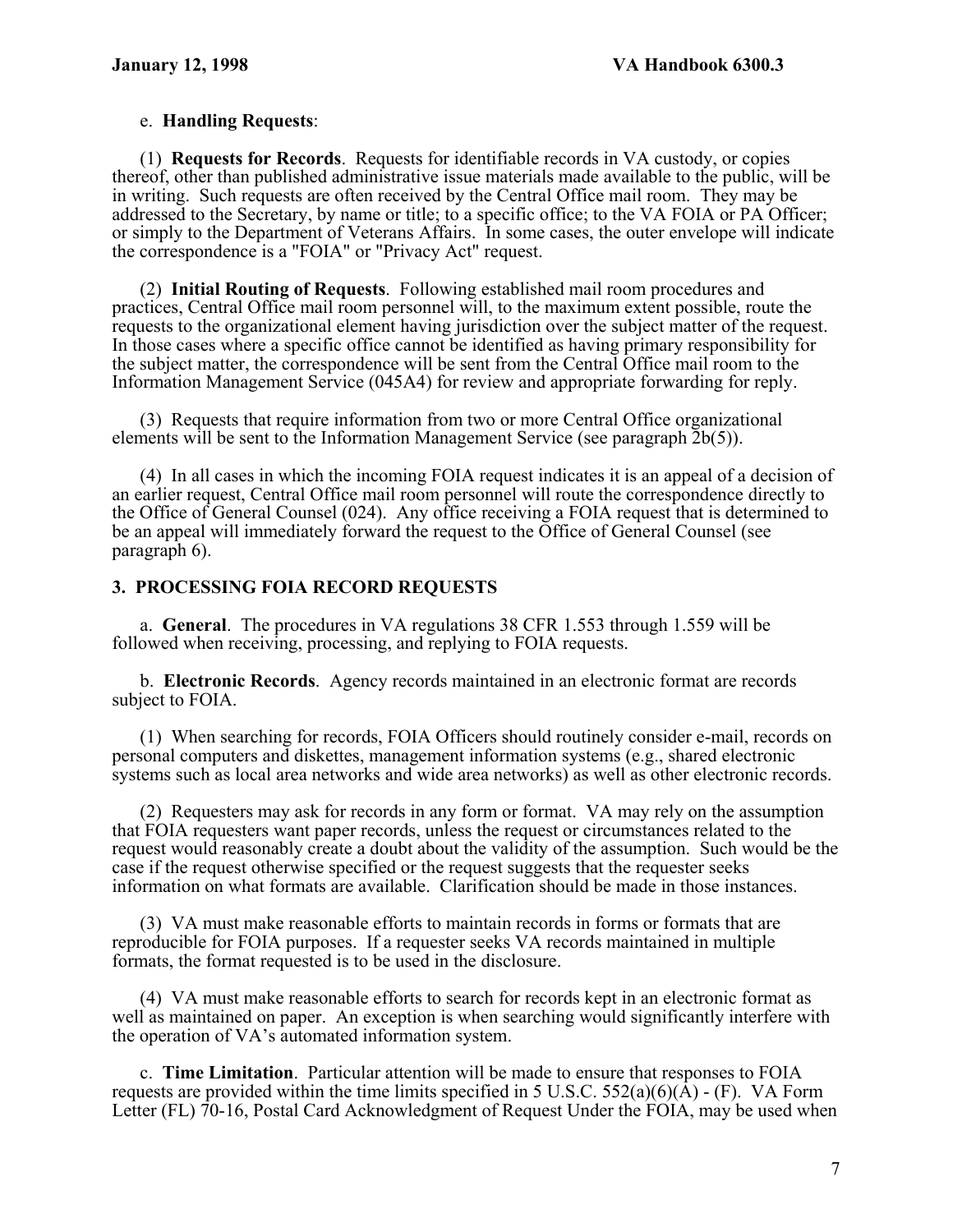e. **Handling Requests**:

(1) **Requests for Records**. Requests for identifiable records in VA custody, or copies thereof, other than published administrative issue materials made available to the public, will be in writing. Such requests are often received by the Central Office mail room. They may be addressed to the Secretary, by name or title; to a specific office; to the VA FOIA or PA Officer; or simply to the Department of Veterans Affairs. In some cases, the outer envelope will indicate the correspondence is a "FOIA" or "Privacy Act" request.

(2) **Initial Routing of Requests**. Following established mail room procedures and practices, Central Office mail room personnel will, to the maximum extent possible, route the requests to the organizational element having jurisdiction over the subject matter of the request. In those cases where a specific office cannot be identified as having primary responsibility for the subject matter, the correspondence will be sent from the Central Office mail room to the Information Management Service (045A4) for review and appropriate forwarding for reply.

(3) Requests that require information from two or more Central Office organizational elements will be sent to the Information Management Service (see paragraph 2b(5)).

(4) In all cases in which the incoming FOIA request indicates it is an appeal of a decision of an earlier request, Central Office mail room personnel will route the correspondence directly to the Office of General Counsel (024). Any office receiving a FOIA request that is determined to be an appeal will immediately forward the request to the Office of General Counsel (see paragraph 6).

## 3. PROCESSING FOIA RECORD REQUESTS

a. **General**. The procedures in VA regulations 38 CFR 1.553 through 1.559 will be followed when receiving, processing, and replying to FOIA requests.

b. **Electronic Records**. Agency records maintained in an electronic format are records subject to FOIA.

(1) When searching for records, FOIA Officers should routinely consider e-mail, records on personal computers and diskettes, management information systems (e.g., shared electronic systems such as local area networks and wide area networks) as well as other electronic records.

(2) Requesters may ask for records in any form or format. VA may rely on the assumption that FOIA requesters want paper records, unless the request or circumstances related to the request would reasonably create a doubt about the validity of the assumption. Such would be the case if the request otherwise specified or the request suggests that the requester seeks information on what formats are available. Clarification should be made in those instances.

(3) VA must make reasonable efforts to maintain records in forms or formats that are reproducible for FOIA purposes. If a requester seeks VA records maintained in multiple formats, the format requested is to be used in the disclosure.

(4) VA must make reasonable efforts to search for records kept in an electronic format as well as maintained on paper. An exception is when searching would significantly interfere with the operation of VA's automated information system.

c. **Time Limitation**. Particular attention will be made to ensure that responses to FOIA requests are provided within the time limits specified in 5 U.S.C. 552(a)(6)(A) - (F). VA Form Letter (FL) 70-16, Postal Card Acknowledgment of Request Under the FOIA, may be used when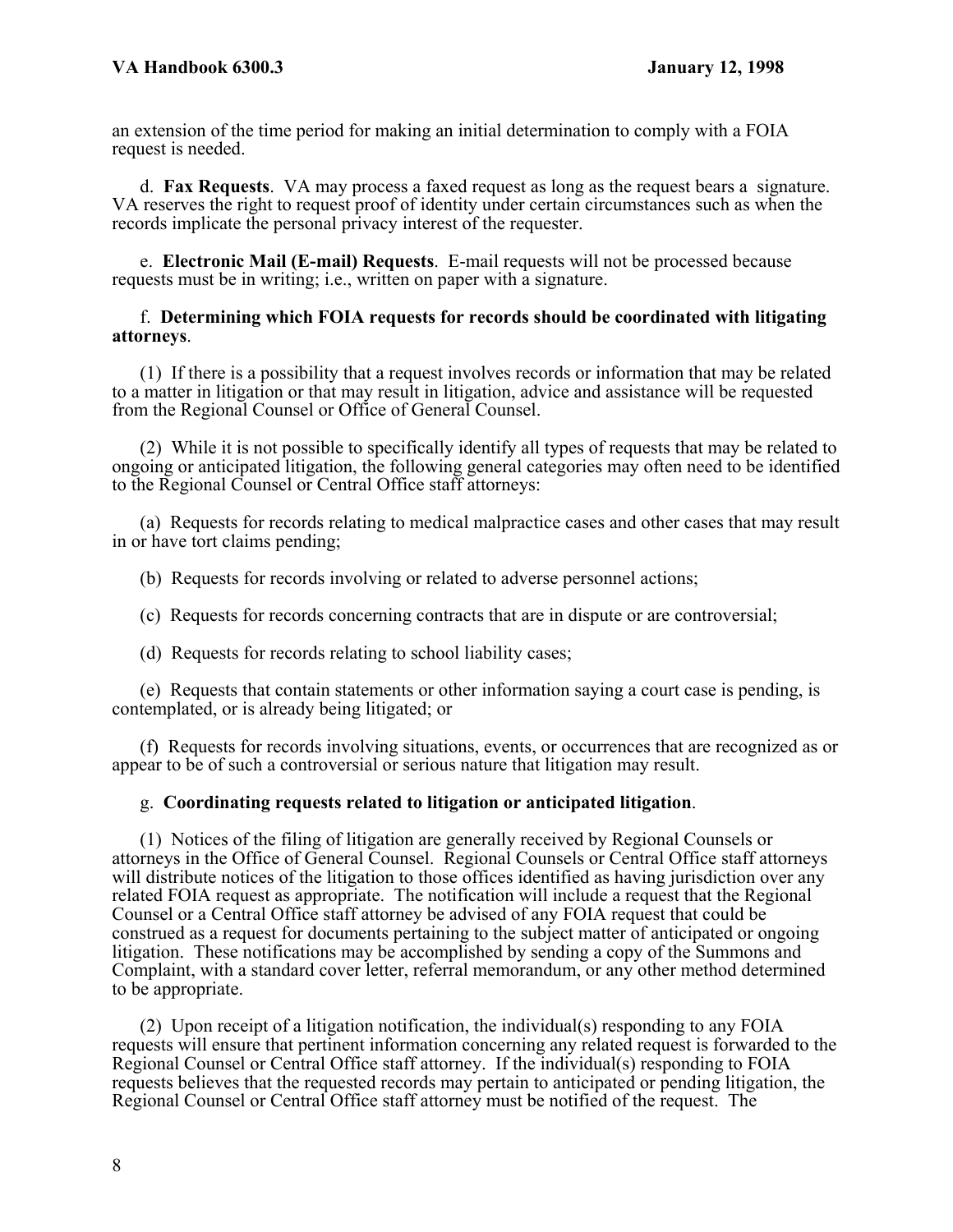an extension of the time period for making an initial determination to comply with a FOIA request is needed.

d. **Fax Requests**. VA may process a faxed request as long as the request bears a signature. VA reserves the right to request proof of identity under certain circumstances such as when the records implicate the personal privacy interest of the requester.

e. **Electronic Mail (E-mail) Requests**. E-mail requests will not be processed because requests must be in writing; i.e., written on paper with a signature.

f. **Determining which FOIA requests for records should be coordinated with litigating attorneys**.

(1) If there is a possibility that a request involves records or information that may be related to a matter in litigation or that may result in litigation, advice and assistance will be requested from the Regional Counsel or Office of General Counsel.

(2) While it is not possible to specifically identify all types of requests that may be related to ongoing or anticipated litigation, the following general categories may often need to be identified to the Regional Counsel or Central Office staff attorneys:

(a) Requests for records relating to medical malpractice cases and other cases that may result in or have tort claims pending;

(b) Requests for records involving or related to adverse personnel actions;

(c) Requests for records concerning contracts that are in dispute or are controversial;

(d) Requests for records relating to school liability cases;

(e) Requests that contain statements or other information saying a court case is pending, is contemplated, or is already being litigated; or

(f) Requests for records involving situations, events, or occurrences that are recognized as or appear to be of such a controversial or serious nature that litigation may result.

g. **Coordinating requests related to litigation or anticipated litigation**.

(1) Notices of the filing of litigation are generally received by Regional Counsels or attorneys in the Office of General Counsel. Regional Counsels or Central Office staff attorneys will distribute notices of the litigation to those offices identified as having jurisdiction over any related FOIA request as appropriate. The notification will include a request that the Regional Counsel or a Central Office staff attorney be advised of any FOIA request that could be construed as a request for documents pertaining to the subject matter of anticipated or ongoing litigation. These notifications may be accomplished by sending a copy of the Summons and Complaint, with a standard cover letter, referral memorandum, or any other method determined to be appropriate.

(2) Upon receipt of a litigation notification, the individual(s) responding to any FOIA requests will ensure that pertinent information concerning any related request is forwarded to the Regional Counsel or Central Office staff attorney. If the individual(s) responding to FOIA requests believes that the requested records may pertain to anticipated or pending litigation, the Regional Counsel or Central Office staff attorney must be notified of the request. The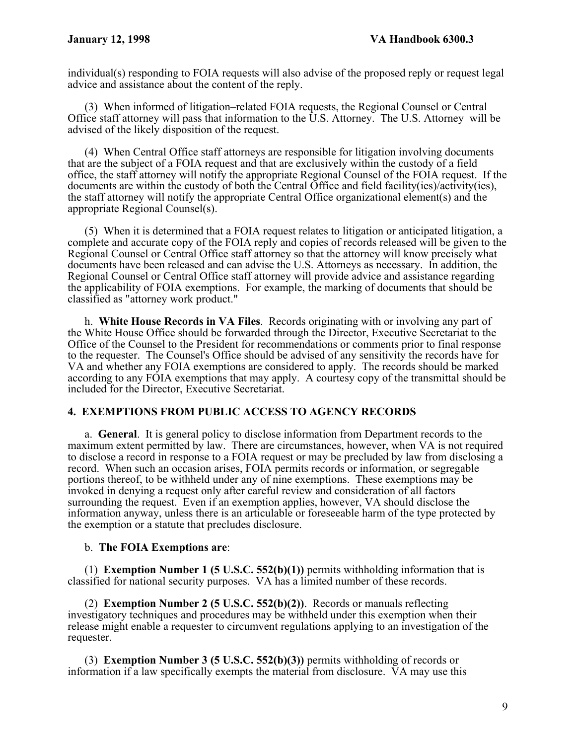individual(s) responding to FOIA requests will also advise of the proposed reply or request legal advice and assistance about the content of the reply.

(3) When informed of litigation–related FOIA requests, the Regional Counsel or Central Office staff attorney will pass that information to the U.S. Attorney. The U.S. Attorney will be advised of the likely disposition of the request.

(4) When Central Office staff attorneys are responsible for litigation involving documents that are the subject of a FOIA request and that are exclusively within the custody of a field office, the staff attorney will notify the appropriate Regional Counsel of the FOIA request. If the documents are within the custody of both the Central Office and field facility(ies)/activity(ies), the staff attorney will notify the appropriate Central Office organizational element(s) and the appropriate Regional Counsel(s).

(5) When it is determined that a FOIA request relates to litigation or anticipated litigation, a complete and accurate copy of the FOIA reply and copies of records released will be given to the Regional Counsel or Central Office staff attorney so that the attorney will know precisely what documents have been released and can advise the U.S. Attorneys as necessary. In addition, the Regional Counsel or Central Office staff attorney will provide advice and assistance regarding the applicability of FOIA exemptions. For example, the marking of documents that should be classified as "attorney work product."

h. **White House Records in VA Files**. Records originating with or involving any part of the White House Office should be forwarded through the Director, Executive Secretariat to the Office of the Counsel to the President for recommendations or comments prior to final response to the requester. The Counsel's Office should be advised of any sensitivity the records have for VA and whether any FOIA exemptions are considered to apply. The records should be marked according to any FOIA exemptions that may apply. A courtesy copy of the transmittal should be included for the Director, Executive Secretariat.

## 4. EXEMPTIONS FROM PUBLIC ACCESS TO AGENCY RECORDS

a. **General**. It is general policy to disclose information from Department records to the maximum extent permitted by law. There are circumstances, however, when VA is not required to disclose a record in response to a FOIA request or may be precluded by law from disclosing a record. When such an occasion arises, FOIA permits records or information, or segregable portions thereof, to be withheld under any of nine exemptions. These exemptions may be invoked in denying a request only after careful review and consideration of all factors surrounding the request. Even if an exemption applies, however, VA should disclose the information anyway, unless there is an articulable or foreseeable harm of the type protected by the exemption or a statute that precludes disclosure.

b. **The FOIA Exemptions are**:

(1) **Exemption Number 1 (5 U.S.C. 552(b)(1))** permits withholding information that is classified for national security purposes. VA has a limited number of these records.

(2) **Exemption Number 2 (5 U.S.C. 552(b)(2))**. Records or manuals reflecting investigatory techniques and procedures may be withheld under this exemption when their release might enable a requester to circumvent regulations applying to an investigation of the requester.

(3) **Exemption Number 3 (5 U.S.C. 552(b)(3))** permits withholding of records or information if a law specifically exempts the material from disclosure. VA may use this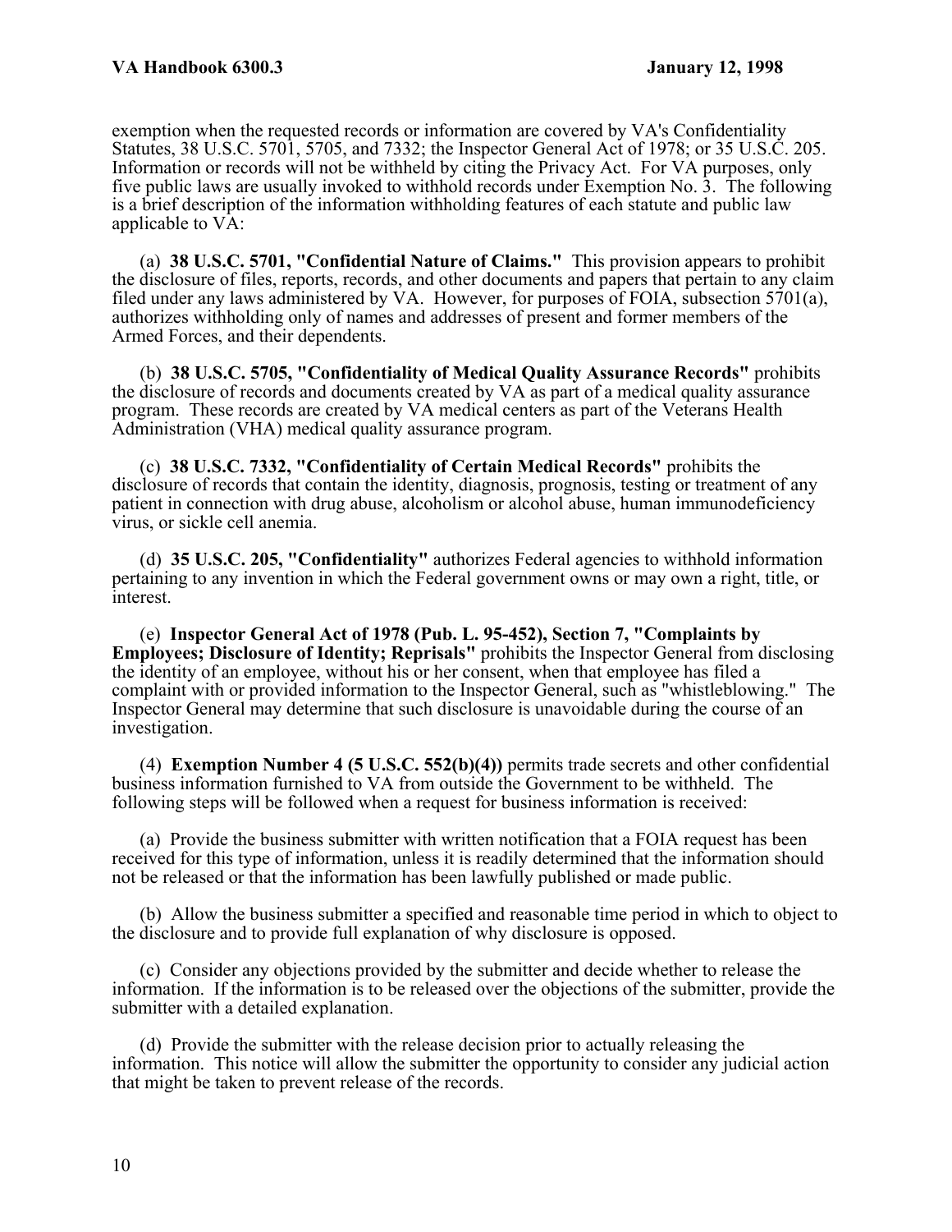exemption when the requested records or information are covered by VA's Confidentiality Statutes, 38 U.S.C. 5701, 5705, and 7332; the Inspector General Act of 1978; or 35 U.S.C. 205. Information or records will not be withheld by citing the Privacy Act. For VA purposes, only five public laws are usually invoked to withhold records under Exemption No. 3. The following is a brief description of the information withholding features of each statute and public law applicable to VA:

(a) **38 U.S.C. 5701, "Confidential Nature of Claims."** This provision appears to prohibit the disclosure of files, reports, records, and other documents and papers that pertain to any claim filed under any laws administered by VA. However, for purposes of FOIA, subsection 5701(a), authorizes withholding only of names and addresses of present and former members of the Armed Forces, and their dependents.

(b) **38 U.S.C. 5705, "Confidentiality of Medical Quality Assurance Records"** prohibits the disclosure of records and documents created by VA as part of a medical quality assurance program. These records are created by VA medical centers as part of the Veterans Health Administration (VHA) medical quality assurance program.

(c) **38 U.S.C. 7332, "Confidentiality of Certain Medical Records"** prohibits the disclosure of records that contain the identity, diagnosis, prognosis, testing or treatment of any patient in connection with drug abuse, alcoholism or alcohol abuse, human immunodeficiency virus, or sickle cell anemia.

(d) **35 U.S.C. 205, "Confidentiality"** authorizes Federal agencies to withhold information pertaining to any invention in which the Federal government owns or may own a right, title, or interest.

(e) **Inspector General Act of 1978 (Pub. L. 95-452), Section 7, "Complaints by Employees; Disclosure of Identity; Reprisals"** prohibits the Inspector General from disclosing the identity of an employee, without his or her consent, when that employee has filed a complaint with or provided information to the Inspector General, such as "whistleblowing." The Inspector General may determine that such disclosure is unavoidable during the course of an investigation.

(4) **Exemption Number 4 (5 U.S.C. 552(b)(4))** permits trade secrets and other confidential business information furnished to VA from outside the Government to be withheld. The following steps will be followed when a request for business information is received:

(a) Provide the business submitter with written notification that a FOIA request has been received for this type of information, unless it is readily determined that the information should not be released or that the information has been lawfully published or made public.

(b) Allow the business submitter a specified and reasonable time period in which to object to the disclosure and to provide full explanation of why disclosure is opposed.

(c) Consider any objections provided by the submitter and decide whether to release the information. If the information is to be released over the objections of the submitter, provide the submitter with a detailed explanation.

(d) Provide the submitter with the release decision prior to actually releasing the information. This notice will allow the submitter the opportunity to consider any judicial action that might be taken to prevent release of the records.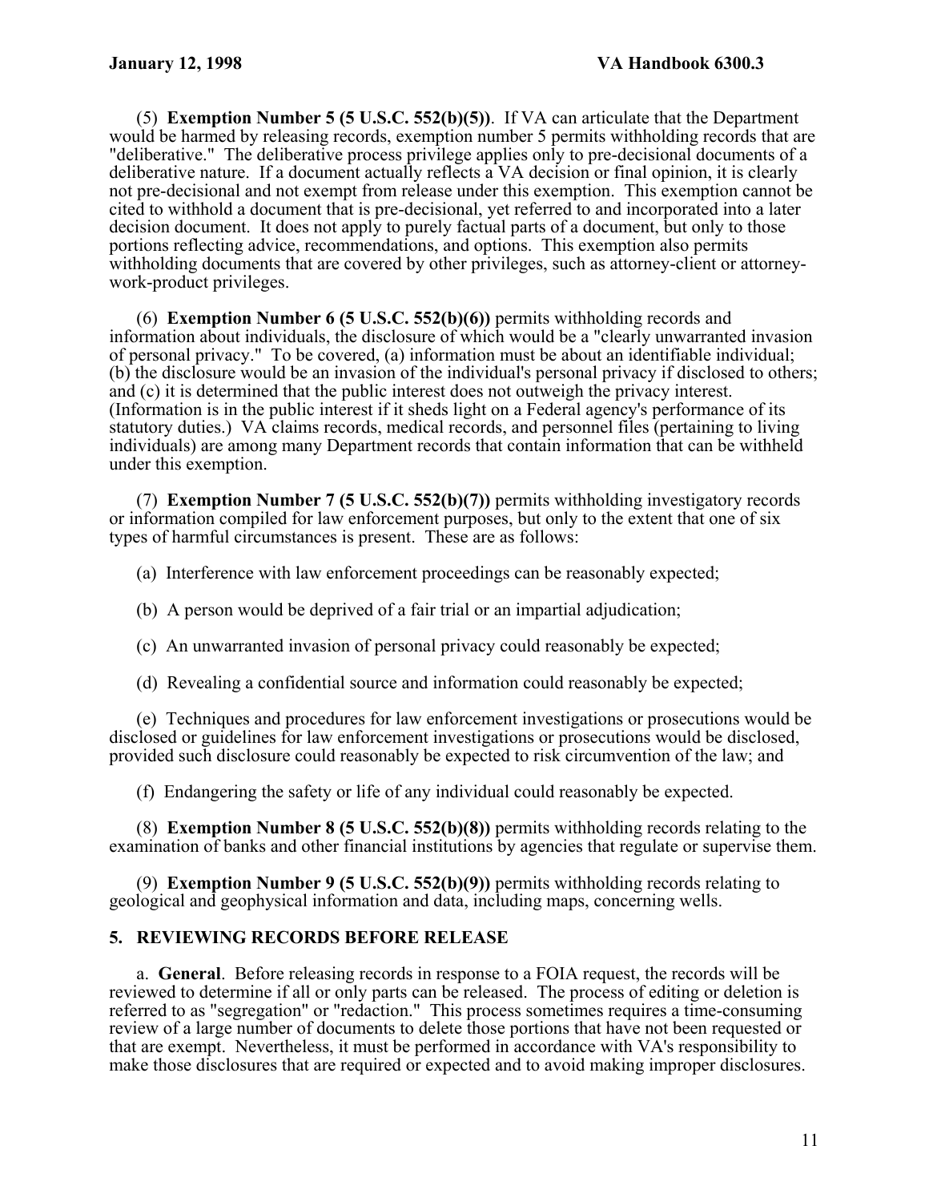(5) **Exemption Number 5 (5 U.S.C. 552(b)(5))**. If VA can articulate that the Department would be harmed by releasing records, exemption number 5 permits withholding records that are "deliberative." The deliberative process privilege applies only to pre-decisional documents of a deliberative nature. If a document actually reflects a VA decision or final opinion, it is clearly not pre-decisional and not exempt from release under this exemption. This exemption cannot be cited to withhold a document that is pre-decisional, yet referred to and incorporated into a later decision document. It does not apply to purely factual parts of a document, but only to those portions reflecting advice, recommendations, and options. This exemption also permits withholding documents that are covered by other privileges, such as attorney-client or attorney-work-product privileges.

(6) **Exemption Number 6 (5 U.S.C. 552(b)(6))** permits withholding records and information about individuals, the disclosure of which would be a "clearly unwarranted invasion of personal privacy." To be covered, (a) information must be about an identifiable individual; (b) the disclosure would be an invasion of the individual's personal privacy if disclosed to others; and (c) it is determined that the public interest does not outweigh the privacy interest. (Information is in the public interest if it sheds light on a Federal agency's performance of its statutory duties.) VA claims records, medical records, and personnel files (pertaining to living individuals) are among many Department records that contain information that can be withheld under this exemption.

(7) **Exemption Number 7 (5 U.S.C. 552(b)(7))** permits withholding investigatory records or information compiled for law enforcement purposes, but only to the extent that one of six types of harmful circumstances is present. These are as follows:

(a) Interference with law enforcement proceedings can be reasonably expected;

(b) A person would be deprived of a fair trial or an impartial adjudication;

(c) An unwarranted invasion of personal privacy could reasonably be expected;

(d) Revealing a confidential source and information could reasonably be expected;

(e) Techniques and procedures for law enforcement investigations or prosecutions would be disclosed or guidelines for law enforcement investigations or prosecutions would be disclosed, provided such disclosure could reasonably be expected to risk circumvention of the law; and

(f) Endangering the safety or life of any individual could reasonably be expected.

(8) **Exemption Number 8 (5 U.S.C. 552(b)(8))** permits withholding records relating to the examination of banks and other financial institutions by agencies that regulate or supervise them.

(9) **Exemption Number 9 (5 U.S.C. 552(b)(9))** permits withholding records relating to geological and geophysical information and data, including maps, concerning wells.

## 5. REVIEWING RECORDS BEFORE RELEASE

a. **General**. Before releasing records in response to a FOIA request, the records will be reviewed to determine if all or only parts can be released. The process of editing or deletion is referred to as "segregation" or "redaction." This process sometimes requires a time-consuming review of a large number of documents to delete those portions that have not been requested or that are exempt. Nevertheless, it must be performed in accordance with VA's responsibility to make those disclosures that are required or expected and to avoid making improper disclosures.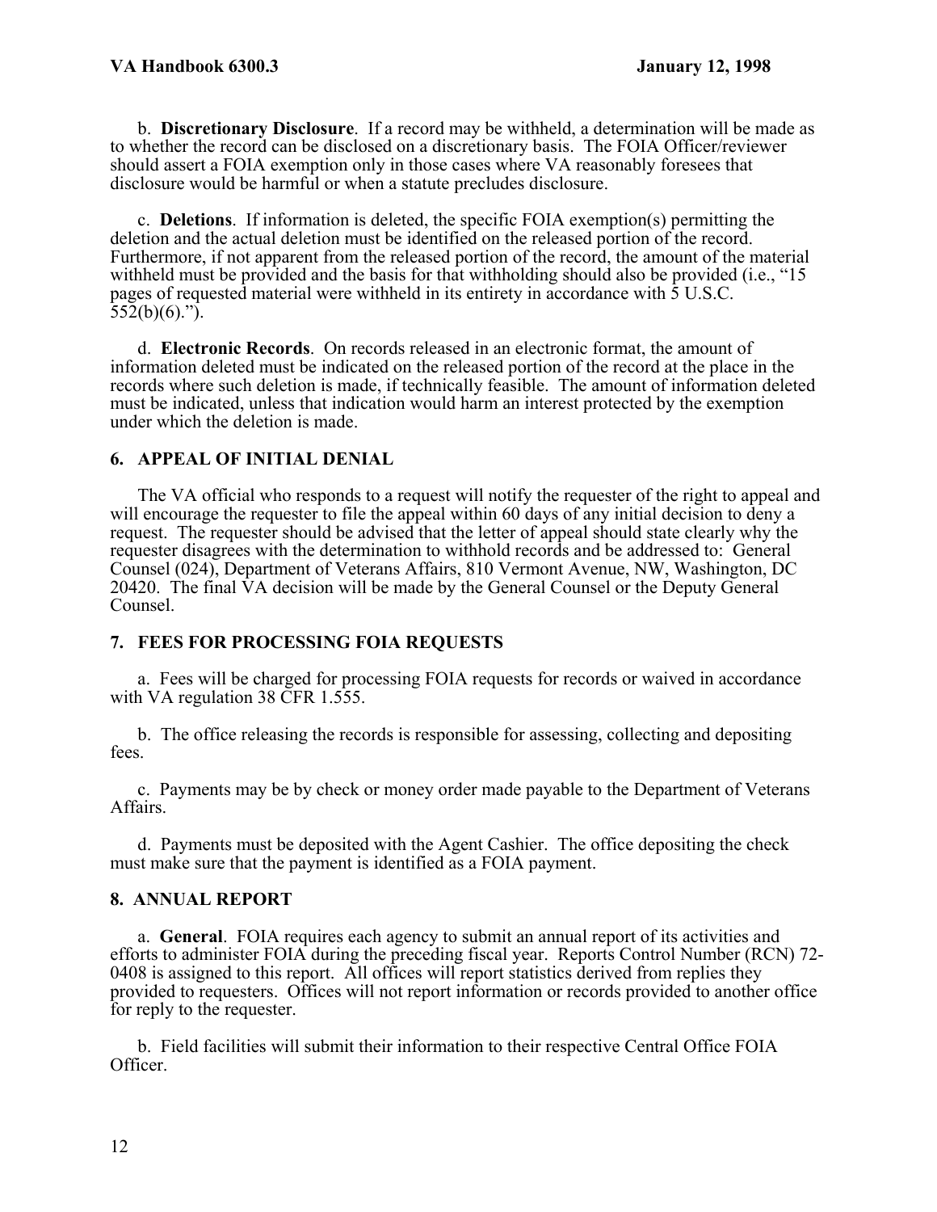b. **Discretionary Disclosure**. If a record may be withheld, a determination will be made as to whether the record can be disclosed on a discretionary basis. The FOIA Officer/reviewer should assert a FOIA exemption only in those cases where VA reasonably foresees that disclosure would be harmful or when a statute precludes disclosure.

c. **Deletions**. If information is deleted, the specific FOIA exemption(s) permitting the deletion and the actual deletion must be identified on the released portion of the record. Furthermore, if not apparent from the released portion of the record, the amount of the material withheld must be provided and the basis for that withholding should also be provided (i.e., "15 pages of requested material were withheld in its entirety in accordance with 5 U.S.C. 552(b)(6).").

d. **Electronic Records**. On records released in an electronic format, the amount of information deleted must be indicated on the released portion of the record at the place in the records where such deletion is made, if technically feasible. The amount of information deleted must be indicated, unless that indication would harm an interest protected by the exemption under which the deletion is made.

## 6. APPEAL OF INITIAL DENIAL

The VA official who responds to a request will notify the requester of the right to appeal and will encourage the requester to file the appeal within 60 days of any initial decision to deny a request. The requester should be advised that the letter of appeal should state clearly why the requester disagrees with the determination to withhold records and be addressed to: General Counsel (024), Department of Veterans Affairs, 810 Vermont Avenue, NW, Washington, DC 20420. The final VA decision will be made by the General Counsel or the Deputy General Counsel.

## 7. FEES FOR PROCESSING FOIA REQUESTS

a. Fees will be charged for processing FOIA requests for records or waived in accordance with VA regulation 38 CFR 1.555.

b. The office releasing the records is responsible for assessing, collecting and depositing fees.

c. Payments may be by check or money order made payable to the Department of Veterans Affairs.

d. Payments must be deposited with the Agent Cashier. The office depositing the check must make sure that the payment is identified as a FOIA payment.

## 8. ANNUAL REPORT

a. **General**. FOIA requires each agency to submit an annual report of its activities and efforts to administer FOIA during the preceding fiscal year. Reports Control Number (RCN) 72-0408 is assigned to this report. All offices will report statistics derived from replies they provided to requesters. Offices will not report information or records provided to another office for reply to the requester.

b. Field facilities will submit their information to their respective Central Office FOIA Officer.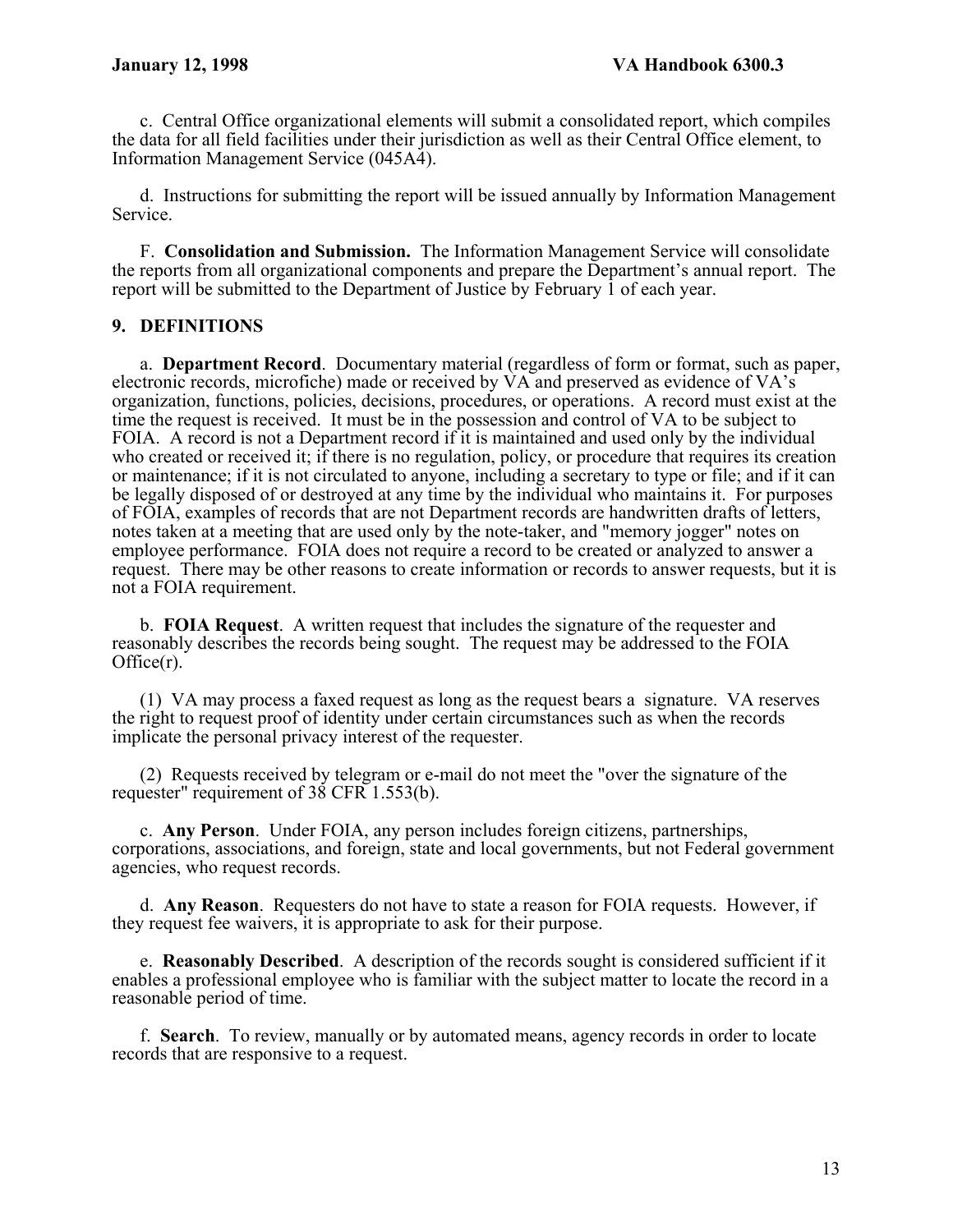c. Central Office organizational elements will submit a consolidated report, which compiles the data for all field facilities under their jurisdiction as well as their Central Office element, to Information Management Service (045A4).

d. Instructions for submitting the report will be issued annually by Information Management Service.

F. **Consolidation and Submission.** The Information Management Service will consolidate the reports from all organizational components and prepare the Department's annual report. The report will be submitted to the Department of Justice by February 1 of each year.

## 9. DEFINITIONS

a. **Department Record**. Documentary material (regardless of form or format, such as paper, electronic records, microfiche) made or received by VA and preserved as evidence of VA's organization, functions, policies, decisions, procedures, or operations. A record must exist at the time the request is received. It must be in the possession and control of VA to be subject to FOIA. A record is not a Department record if it is maintained and used only by the individual who created or received it; if there is no regulation, policy, or procedure that requires its creation or maintenance; if it is not circulated to anyone, including a secretary to type or file; and if it can be legally disposed of or destroyed at any time by the individual who maintains it. For purposes of FOIA, examples of records that are not Department records are handwritten drafts of letters, notes taken at a meeting that are used only by the note-taker, and "memory jogger" notes on employee performance. FOIA does not require a record to be created or analyzed to answer a request. There may be other reasons to create information or records to answer requests, but it is not a FOIA requirement.

b. **FOIA Request**. A written request that includes the signature of the requester and reasonably describes the records being sought. The request may be addressed to the FOIA Office(r).

(1) VA may process a faxed request as long as the request bears a signature. VA reserves the right to request proof of identity under certain circumstances such as when the records implicate the personal privacy interest of the requester.

(2) Requests received by telegram or e-mail do not meet the "over the signature of the requester" requirement of 38 CFR 1.553(b).

c. **Any Person**. Under FOIA, any person includes foreign citizens, partnerships, corporations, associations, and foreign, state and local governments, but not Federal government agencies, who request records.

d. **Any Reason**. Requesters do not have to state a reason for FOIA requests. However, if they request fee waivers, it is appropriate to ask for their purpose.

e. **Reasonably Described**. A description of the records sought is considered sufficient if it enables a professional employee who is familiar with the subject matter to locate the record in a reasonable period of time.

f. **Search**. To review, manually or by automated means, agency records in order to locate records that are responsive to a request.